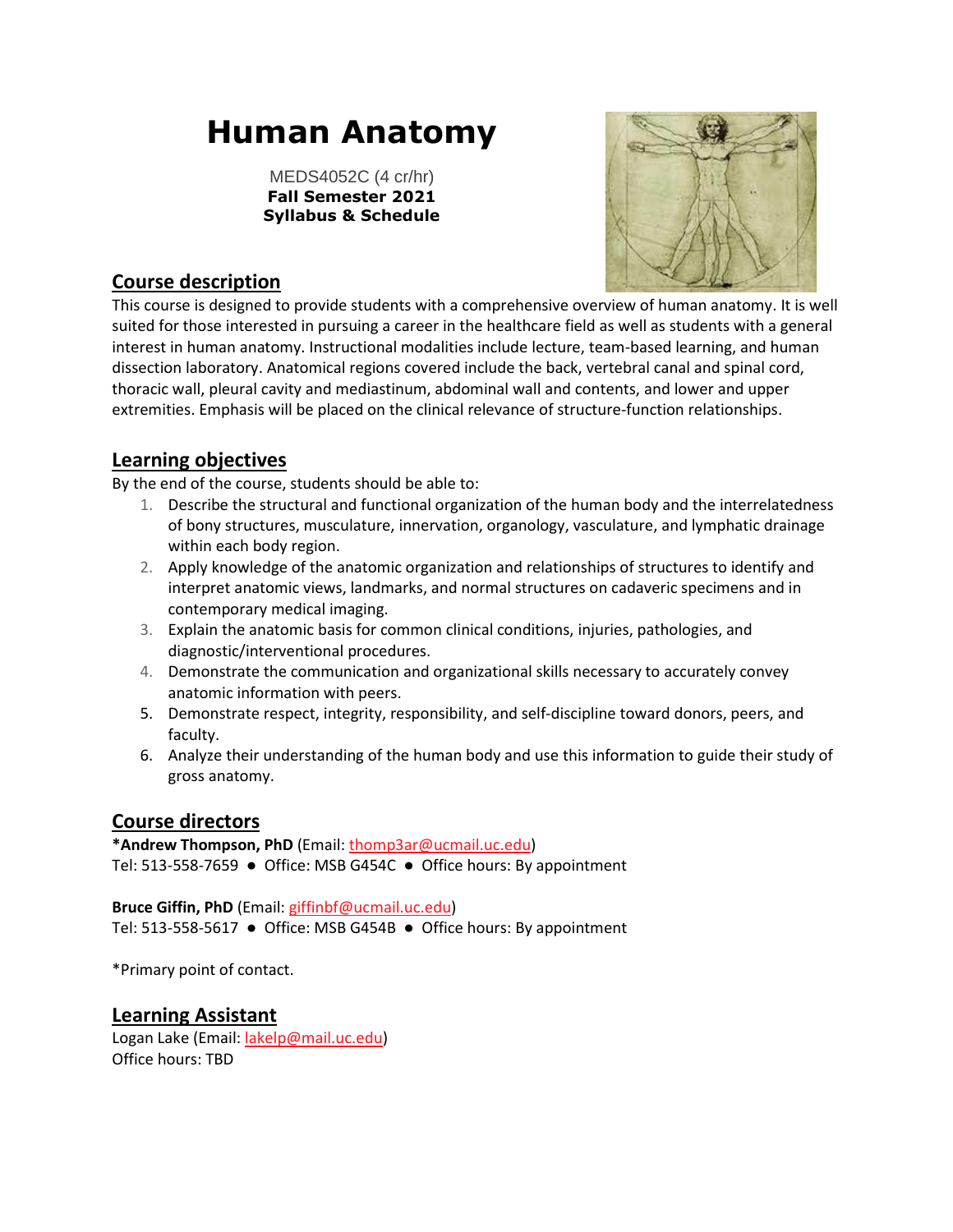# Human Anatomy

MEDS4052C (4 cr/hr)
**Fall Semester 2021**
**Syllabus & Schedule**

## Course description

This course is designed to provide students with a comprehensive overview of human anatomy. It is well suited for those interested in pursuing a career in the healthcare field as well as students with a general interest in human anatomy. Instructional modalities include lecture, team-based learning, and human dissection laboratory. Anatomical regions covered include the back, vertebral canal and spinal cord, thoracic wall, pleural cavity and mediastinum, abdominal wall and contents, and lower and upper extremities. Emphasis will be placed on the clinical relevance of structure-function relationships.

## Learning objectives

By the end of the course, students should be able to:

1. Describe the structural and functional organization of the human body and the interrelatedness of bony structures, musculature, innervation, organology, vasculature, and lymphatic drainage within each body region.
2. Apply knowledge of the anatomic organization and relationships of structures to identify and interpret anatomic views, landmarks, and normal structures on cadaveric specimens and in contemporary medical imaging.
3. Explain the anatomic basis for common clinical conditions, injuries, pathologies, and diagnostic/interventional procedures.
4. Demonstrate the communication and organizational skills necessary to accurately convey anatomic information with peers.
5. Demonstrate respect, integrity, responsibility, and self-discipline toward donors, peers, and faculty.
6. Analyze their understanding of the human body and use this information to guide their study of gross anatomy.

## Course directors

**\*Andrew Thompson, PhD** (Email: thomp3ar@ucmail.uc.edu)
Tel: 513-558-7659 ● Office: MSB G454C ● Office hours: By appointment

**Bruce Giffin, PhD** (Email: giffinbf@ucmail.uc.edu)
Tel: 513-558-5617 ● Office: MSB G454B ● Office hours: By appointment

*Primary point of contact.

## Learning Assistant

Logan Lake (Email: lakelp@mail.uc.edu)
Office hours: TBD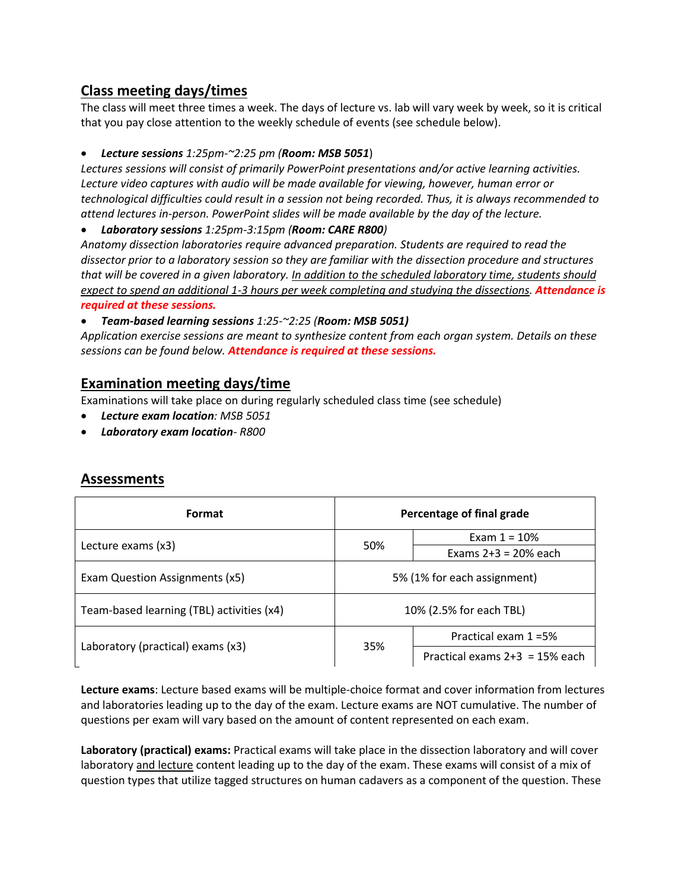## Class meeting days/times

The class will meet three times a week. The days of lecture vs. lab will vary week by week, so it is critical that you pay close attention to the weekly schedule of events (see schedule below).

- ***Lecture sessions*** *1:25pm-~2:25 pm (**Room: MSB 5051**)*

*Lectures sessions will consist of primarily PowerPoint presentations and/or active learning activities. Lecture video captures with audio will be made available for viewing, however, human error or technological difficulties could result in a session not being recorded. Thus, it is always recommended to attend lectures in-person. PowerPoint slides will be made available by the day of the lecture.*

- ***Laboratory sessions*** *1:25pm-3:15pm (**Room: CARE R800**)*

*Anatomy dissection laboratories require advanced preparation. Students are required to read the dissector prior to a laboratory session so they are familiar with the dissection procedure and structures that will be covered in a given laboratory. In addition to the scheduled laboratory time, students should expect to spend an additional 1-3 hours per week completing and studying the dissections.* ***Attendance is required at these sessions.***

- ***Team-based learning sessions*** *1:25-~2:25 (**Room: MSB 5051)***

*Application exercise sessions are meant to synthesize content from each organ system. Details on these sessions can be found below.* ***Attendance is required at these sessions.***

## Examination meeting days/time

Examinations will take place on during regularly scheduled class time (see schedule)

- ***Lecture exam location****: MSB 5051*
- ***Laboratory exam location****- R800*

## Assessments

| Format | Percentage of final grade | |
|---|---|---|
| Lecture exams (x3) | 50% | Exam 1 = 10% |
| | | Exams 2+3 = 20% each |
| Exam Question Assignments (x5) | 5% (1% for each assignment) | |
| Team-based learning (TBL) activities (x4) | 10% (2.5% for each TBL) | |
| Laboratory (practical) exams (x3) | 35% | Practical exam 1 =5% |
| | | Practical exams 2+3 = 15% each |

**Lecture exams**: Lecture based exams will be multiple-choice format and cover information from lectures and laboratories leading up to the day of the exam. Lecture exams are NOT cumulative. The number of questions per exam will vary based on the amount of content represented on each exam.

**Laboratory (practical) exams:** Practical exams will take place in the dissection laboratory and will cover laboratory and lecture content leading up to the day of the exam. These exams will consist of a mix of question types that utilize tagged structures on human cadavers as a component of the question. These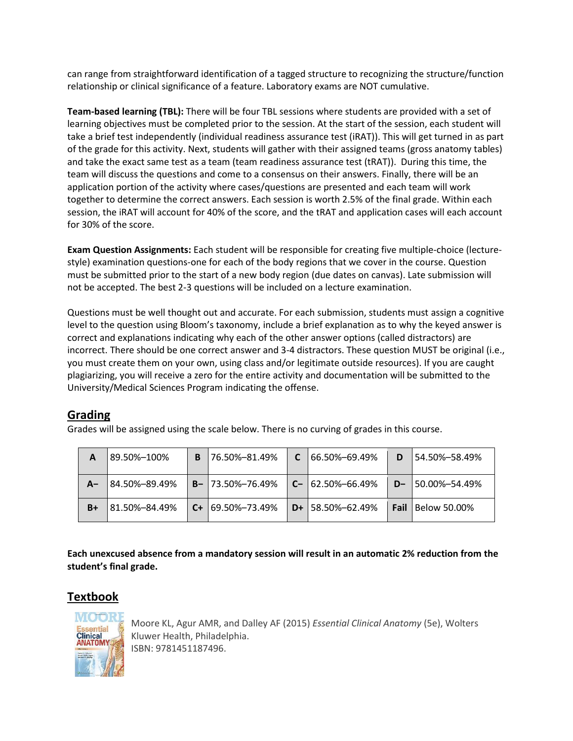can range from straightforward identification of a tagged structure to recognizing the structure/function relationship or clinical significance of a feature. Laboratory exams are NOT cumulative.

**Team-based learning (TBL):** There will be four TBL sessions where students are provided with a set of learning objectives must be completed prior to the session. At the start of the session, each student will take a brief test independently (individual readiness assurance test (iRAT)). This will get turned in as part of the grade for this activity. Next, students will gather with their assigned teams (gross anatomy tables) and take the exact same test as a team (team readiness assurance test (tRAT)). During this time, the team will discuss the questions and come to a consensus on their answers. Finally, there will be an application portion of the activity where cases/questions are presented and each team will work together to determine the correct answers. Each session is worth 2.5% of the final grade. Within each session, the iRAT will account for 40% of the score, and the tRAT and application cases will each account for 30% of the score.

**Exam Question Assignments:** Each student will be responsible for creating five multiple-choice (lecture-style) examination questions-one for each of the body regions that we cover in the course. Question must be submitted prior to the start of a new body region (due dates on canvas). Late submission will not be accepted. The best 2-3 questions will be included on a lecture examination.

Questions must be well thought out and accurate. For each submission, students must assign a cognitive level to the question using Bloom's taxonomy, include a brief explanation as to why the keyed answer is correct and explanations indicating why each of the other answer options (called distractors) are incorrect. There should be one correct answer and 3-4 distractors. These question MUST be original (i.e., you must create them on your own, using class and/or legitimate outside resources). If you are caught plagiarizing, you will receive a zero for the entire activity and documentation will be submitted to the University/Medical Sciences Program indicating the offense.

## Grading

Grades will be assigned using the scale below. There is no curving of grades in this course.

| | | | | | | | |
|---|---|---|---|---|---|---|---|
| **A** | 89.50%–100% | **B** | 76.50%–81.49% | **C** | 66.50%–69.49% | **D** | 54.50%–58.49% |
| **A–** | 84.50%–89.49% | **B–** | 73.50%–76.49% | **C–** | 62.50%–66.49% | **D–** | 50.00%–54.49% |
| **B+** | 81.50%–84.49% | **C+** | 69.50%–73.49% | **D+** | 58.50%–62.49% | **Fail** | Below 50.00% |

**Each unexcused absence from a mandatory session will result in an automatic 2% reduction from the student's final grade.**

## Textbook

Moore KL, Agur AMR, and Dalley AF (2015) *Essential Clinical Anatomy* (5e), Wolters Kluwer Health, Philadelphia.
ISBN: 9781451187496.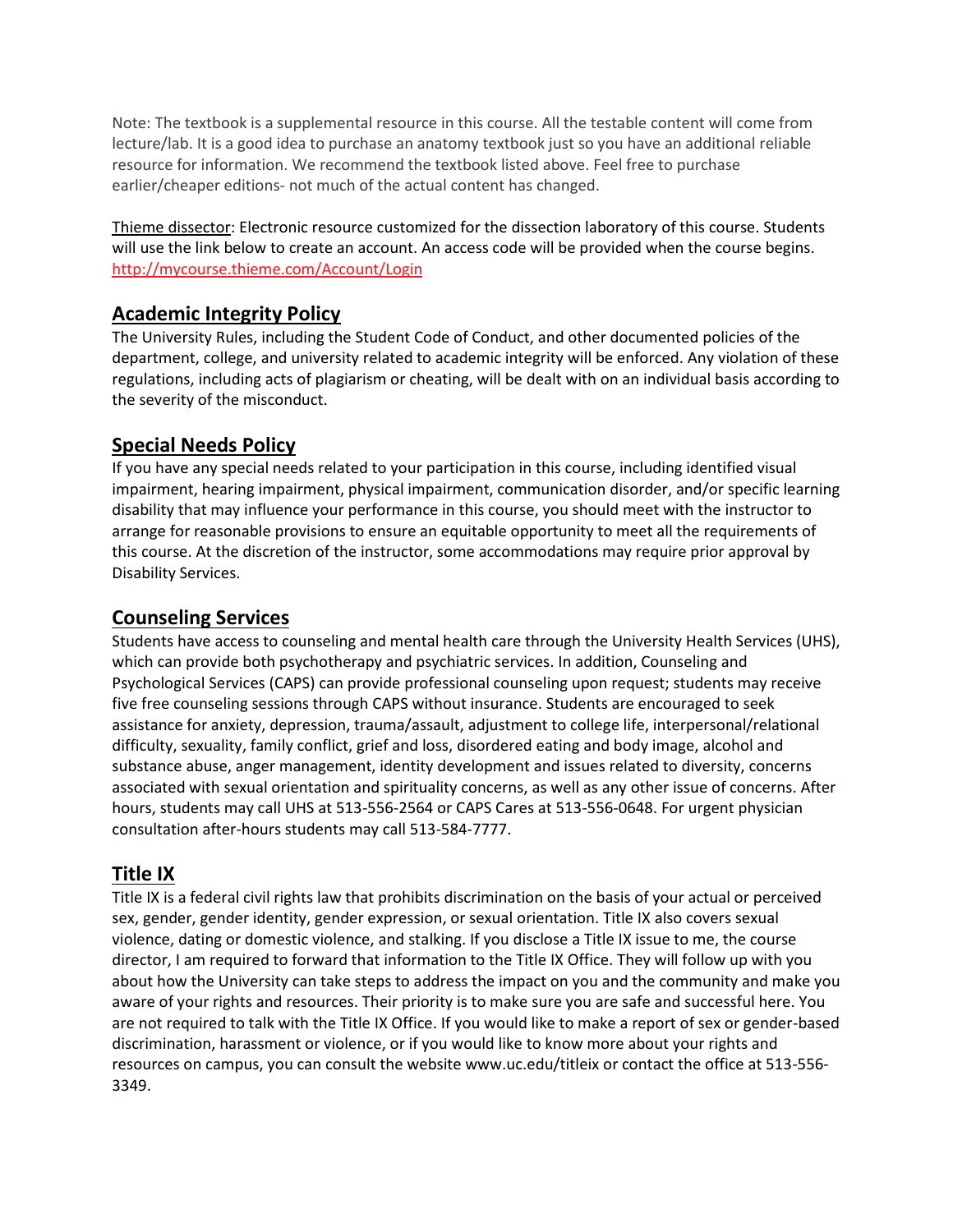Note: The textbook is a supplemental resource in this course. All the testable content will come from lecture/lab. It is a good idea to purchase an anatomy textbook just so you have an additional reliable resource for information. We recommend the textbook listed above. Feel free to purchase earlier/cheaper editions- not much of the actual content has changed.

Thieme dissector: Electronic resource customized for the dissection laboratory of this course. Students will use the link below to create an account. An access code will be provided when the course begins. http://mycourse.thieme.com/Account/Login

## Academic Integrity Policy

The University Rules, including the Student Code of Conduct, and other documented policies of the department, college, and university related to academic integrity will be enforced. Any violation of these regulations, including acts of plagiarism or cheating, will be dealt with on an individual basis according to the severity of the misconduct.

## Special Needs Policy

If you have any special needs related to your participation in this course, including identified visual impairment, hearing impairment, physical impairment, communication disorder, and/or specific learning disability that may influence your performance in this course, you should meet with the instructor to arrange for reasonable provisions to ensure an equitable opportunity to meet all the requirements of this course. At the discretion of the instructor, some accommodations may require prior approval by Disability Services.

## Counseling Services

Students have access to counseling and mental health care through the University Health Services (UHS), which can provide both psychotherapy and psychiatric services. In addition, Counseling and Psychological Services (CAPS) can provide professional counseling upon request; students may receive five free counseling sessions through CAPS without insurance. Students are encouraged to seek assistance for anxiety, depression, trauma/assault, adjustment to college life, interpersonal/relational difficulty, sexuality, family conflict, grief and loss, disordered eating and body image, alcohol and substance abuse, anger management, identity development and issues related to diversity, concerns associated with sexual orientation and spirituality concerns, as well as any other issue of concerns. After hours, students may call UHS at 513-556-2564 or CAPS Cares at 513-556-0648. For urgent physician consultation after-hours students may call 513-584-7777.

## Title IX

Title IX is a federal civil rights law that prohibits discrimination on the basis of your actual or perceived sex, gender, gender identity, gender expression, or sexual orientation. Title IX also covers sexual violence, dating or domestic violence, and stalking. If you disclose a Title IX issue to me, the course director, I am required to forward that information to the Title IX Office. They will follow up with you about how the University can take steps to address the impact on you and the community and make you aware of your rights and resources. Their priority is to make sure you are safe and successful here. You are not required to talk with the Title IX Office. If you would like to make a report of sex or gender-based discrimination, harassment or violence, or if you would like to know more about your rights and resources on campus, you can consult the website www.uc.edu/titleix or contact the office at 513-556-3349.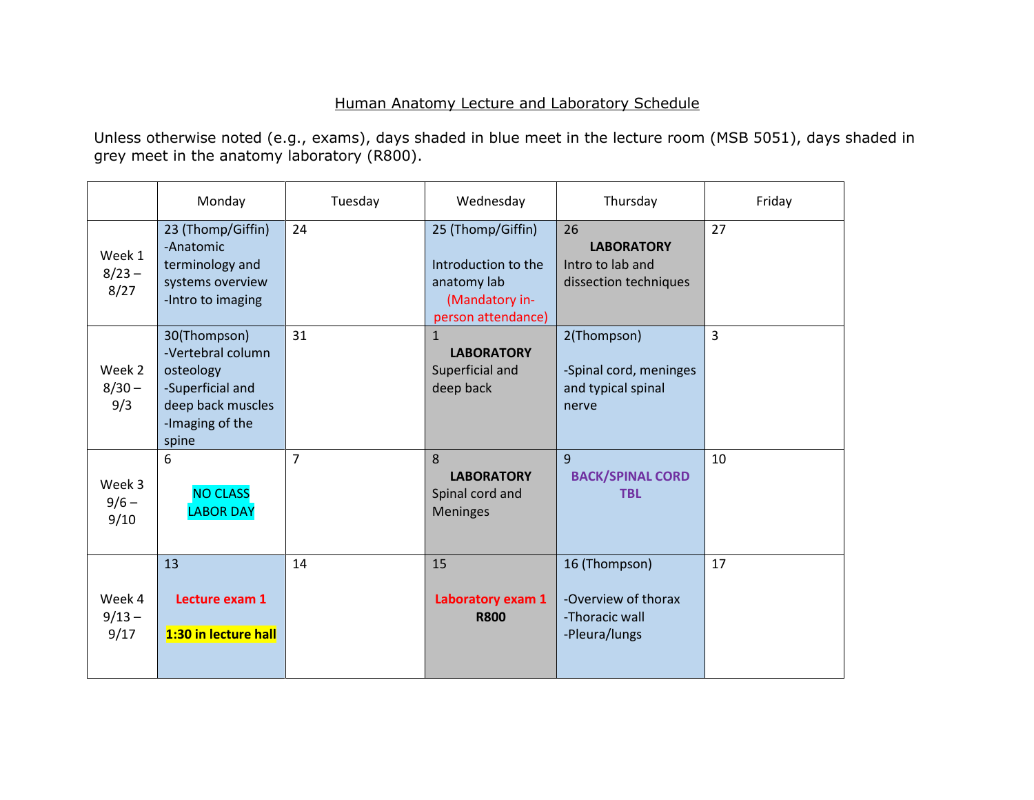# Human Anatomy Lecture and Laboratory Schedule

Unless otherwise noted (e.g., exams), days shaded in blue meet in the lecture room (MSB 5051), days shaded in grey meet in the anatomy laboratory (R800).

| | Monday | Tuesday | Wednesday | Thursday | Friday |
|---|---|---|---|---|---|
| Week 1 8/23 – 8/27 | 23 (Thomp/Giffin) -Anatomic terminology and systems overview -Intro to imaging | 24 | 25 (Thomp/Giffin) Introduction to the anatomy lab (Mandatory in-person attendance) | 26 **LABORATORY** Intro to lab and dissection techniques | 27 |
| Week 2 8/30 – 9/3 | 30(Thompson) -Vertebral column osteology -Superficial and deep back muscles -Imaging of the spine | 31 | 1 **LABORATORY** Superficial and deep back | 2(Thompson) -Spinal cord, meninges and typical spinal nerve | 3 |
| Week 3 9/6 – 9/10 | 6 NO CLASS LABOR DAY | 7 | 8 **LABORATORY** Spinal cord and Meninges | 9 **BACK/SPINAL CORD TBL** | 10 |
| Week 4 9/13 – 9/17 | 13 **Lecture exam 1** **1:30 in lecture hall** | 14 | 15 **Laboratory exam 1** **R800** | 16 (Thompson) -Overview of thorax -Thoracic wall -Pleura/lungs | 17 |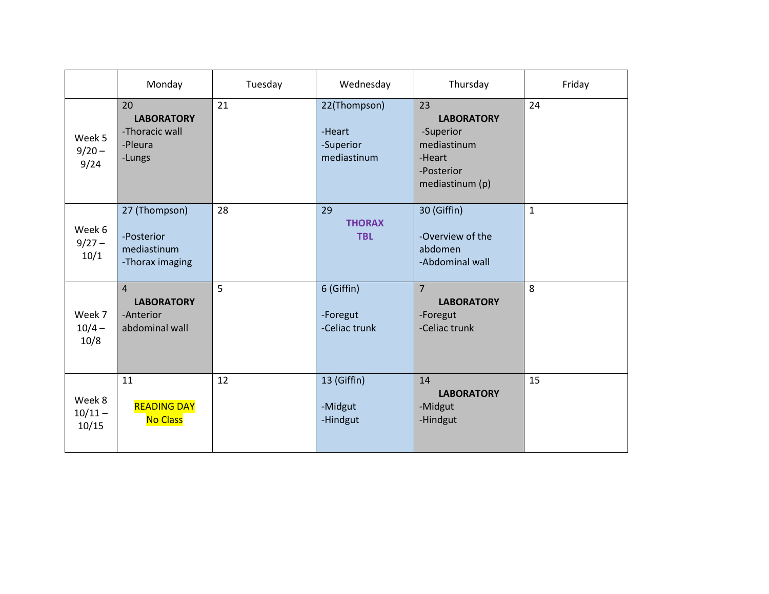| | Monday | Tuesday | Wednesday | Thursday | Friday |
|---|---|---|---|---|---|
| Week 5 9/20 – 9/24 | 20 **LABORATORY** -Thoracic wall -Pleura -Lungs | 21 | 22(Thompson) -Heart -Superior mediastinum | 23 **LABORATORY** -Superior mediastinum -Heart -Posterior mediastinum (p) | 24 |
| Week 6 9/27 – 10/1 | 27 (Thompson) -Posterior mediastinum -Thorax imaging | 28 | 29 **THORAX TBL** | 30 (Giffin) -Overview of the abdomen -Abdominal wall | 1 |
| Week 7 10/4 – 10/8 | 4 **LABORATORY** -Anterior abdominal wall | 5 | 6 (Giffin) -Foregut -Celiac trunk | 7 **LABORATORY** -Foregut -Celiac trunk | 8 |
| Week 8 10/11 – 10/15 | 11 READING DAY No Class | 12 | 13 (Giffin) -Midgut -Hindgut | 14 **LABORATORY** -Midgut -Hindgut | 15 |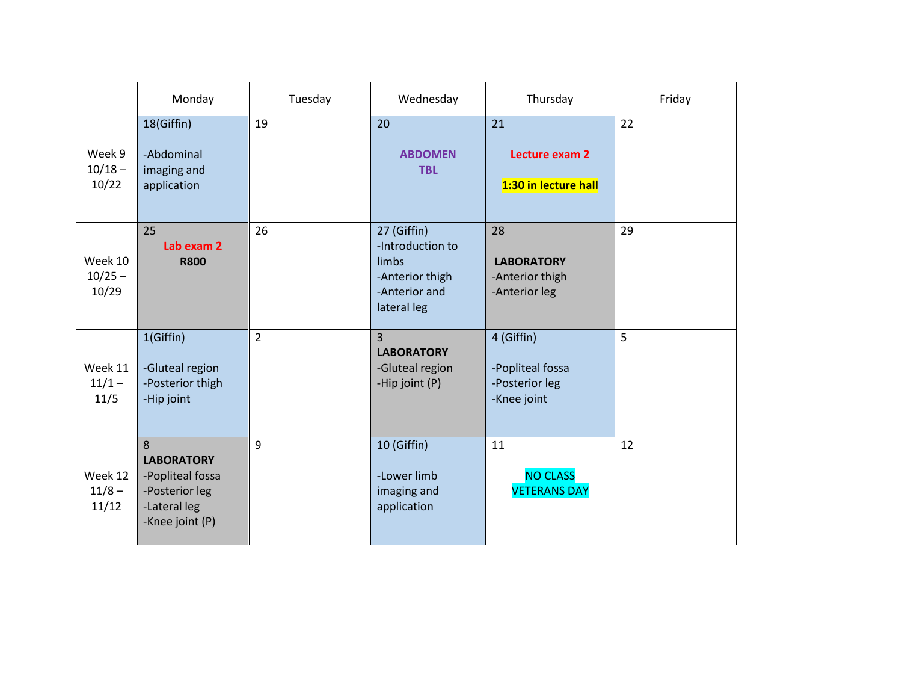| | Monday | Tuesday | Wednesday | Thursday | Friday |
|---|---|---|---|---|---|
| Week 9 10/18 – 10/22 | 18(Giffin)<br><br>-Abdominal imaging and application | 19 | 20<br><br>**ABDOMEN TBL** | 21<br><br>**Lecture exam 2**<br><br>**1:30 in lecture hall** | 22 |
| Week 10 10/25 – 10/29 | 25<br>**Lab exam 2**<br>**R800** | 26 | 27 (Giffin)<br>-Introduction to limbs<br>-Anterior thigh<br>-Anterior and lateral leg | 28<br><br>**LABORATORY**<br>-Anterior thigh<br>-Anterior leg | 29 |
| Week 11 11/1 – 11/5 | 1(Giffin)<br><br>-Gluteal region<br>-Posterior thigh<br>-Hip joint | 2 | 3<br>**LABORATORY**<br>-Gluteal region<br>-Hip joint (P) | 4 (Giffin)<br><br>-Popliteal fossa<br>-Posterior leg<br>-Knee joint | 5 |
| Week 12 11/8 – 11/12 | 8<br>**LABORATORY**<br>-Popliteal fossa<br>-Posterior leg<br>-Lateral leg<br>-Knee joint (P) | 9 | 10 (Giffin)<br><br>-Lower limb imaging and application | 11<br><br>NO CLASS<br>VETERANS DAY | 12 |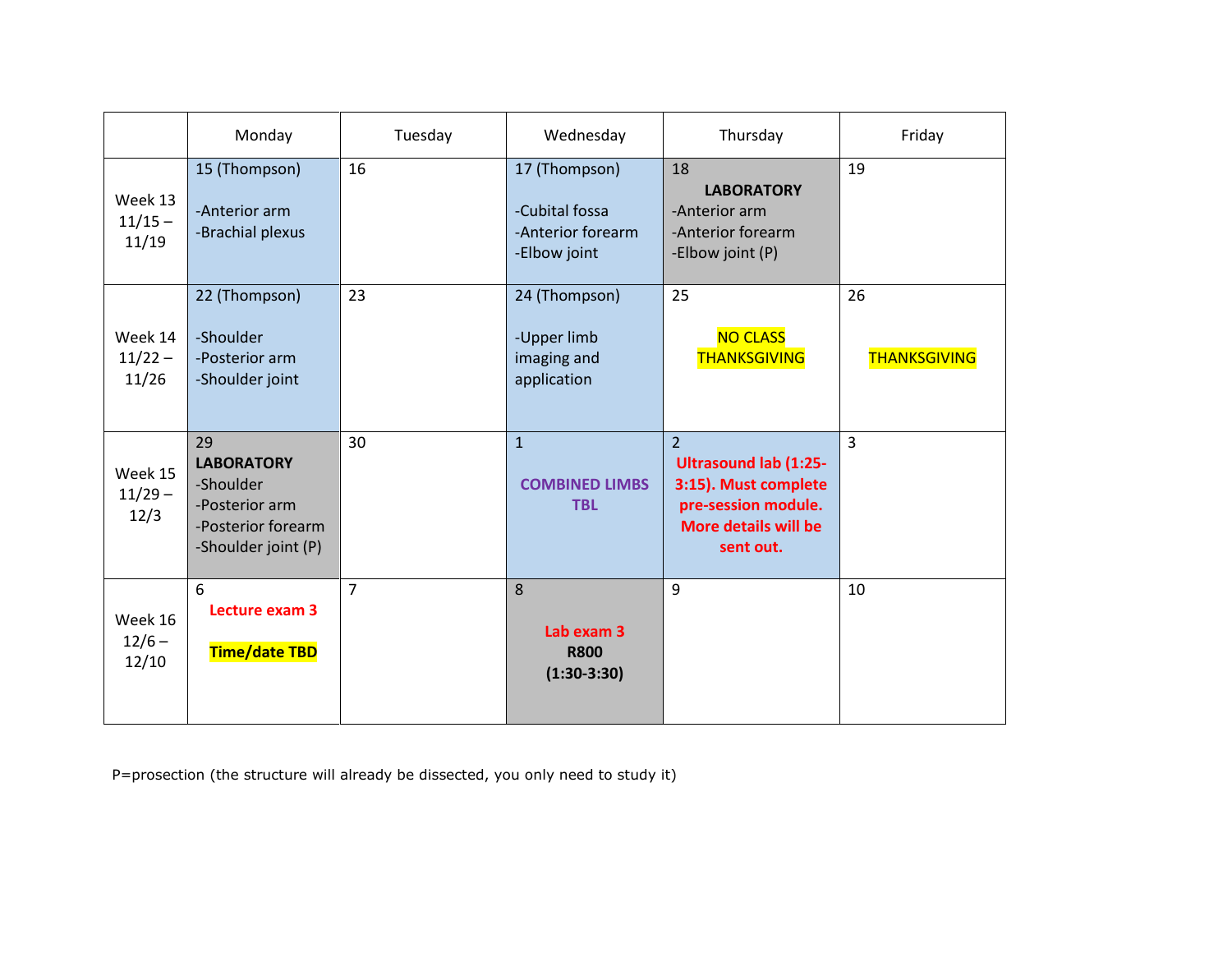| | Monday | Tuesday | Wednesday | Thursday | Friday |
|---|---|---|---|---|---|
| Week 13 11/15 – 11/19 | 15 (Thompson)<br><br>-Anterior arm<br>-Brachial plexus | 16 | 17 (Thompson)<br><br>-Cubital fossa<br>-Anterior forearm<br>-Elbow joint | 18<br>**LABORATORY**<br>-Anterior arm<br>-Anterior forearm<br>-Elbow joint (P) | 19 |
| Week 14 11/22 – 11/26 | 22 (Thompson)<br><br>-Shoulder<br>-Posterior arm<br>-Shoulder joint | 23 | 24 (Thompson)<br><br>-Upper limb imaging and application | 25<br><br>NO CLASS THANKSGIVING | 26<br><br>THANKSGIVING |
| Week 15 11/29 – 12/3 | 29<br>**LABORATORY**<br>-Shoulder<br>-Posterior arm<br>-Posterior forearm<br>-Shoulder joint (P) | 30 | 1<br><br>**COMBINED LIMBS TBL** | 2<br>**Ultrasound lab (1:25-3:15). Must complete pre-session module. More details will be sent out.** | 3 |
| Week 16 12/6 – 12/10 | 6<br>**Lecture exam 3**<br><br>**Time/date TBD** | 7 | 8<br><br>**Lab exam 3**<br>**R800**<br>**(1:30-3:30)** | 9 | 10 |

P=prosection (the structure will already be dissected, you only need to study it)